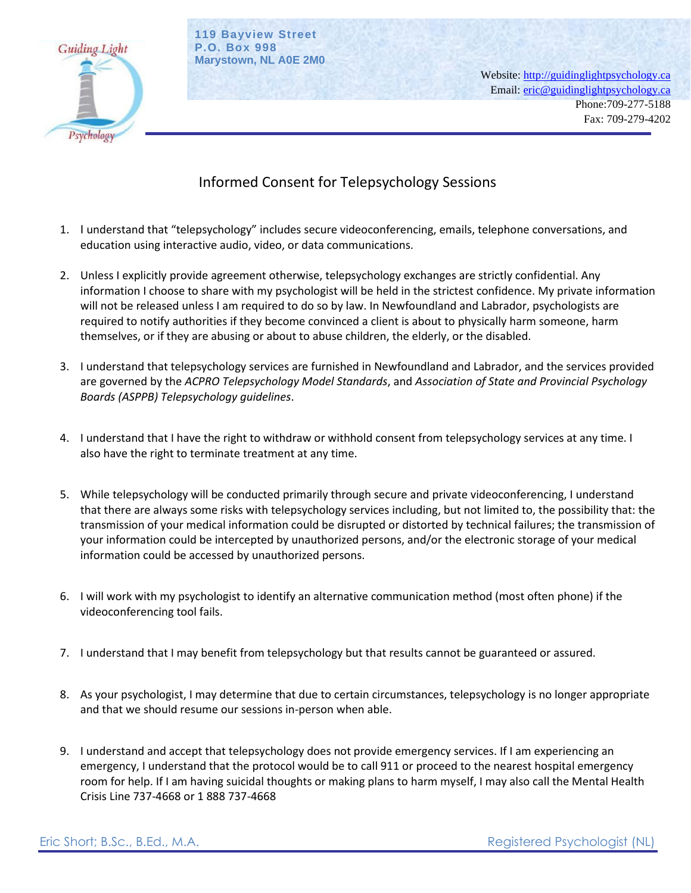Guiding Light Psychology

**119 Bayview Street**
**P.O. Box 998**
**Marystown, NL A0E 2M0**

Website: http://guidinglightpsychology.ca
Email: eric@guidinglightpsychology.ca
Phone:709-277-5188
Fax: 709-279-4202

# Informed Consent for Telepsychology Sessions

1. I understand that "telepsychology" includes secure videoconferencing, emails, telephone conversations, and education using interactive audio, video, or data communications.

2. Unless I explicitly provide agreement otherwise, telepsychology exchanges are strictly confidential. Any information I choose to share with my psychologist will be held in the strictest confidence. My private information will not be released unless I am required to do so by law. In Newfoundland and Labrador, psychologists are required to notify authorities if they become convinced a client is about to physically harm someone, harm themselves, or if they are abusing or about to abuse children, the elderly, or the disabled.

3. I understand that telepsychology services are furnished in Newfoundland and Labrador, and the services provided are governed by the *ACPRO Telepsychology Model Standards*, and *Association of State and Provincial Psychology Boards (ASPPB) Telepsychology guidelines*.

4. I understand that I have the right to withdraw or withhold consent from telepsychology services at any time. I also have the right to terminate treatment at any time.

5. While telepsychology will be conducted primarily through secure and private videoconferencing, I understand that there are always some risks with telepsychology services including, but not limited to, the possibility that: the transmission of your medical information could be disrupted or distorted by technical failures; the transmission of your information could be intercepted by unauthorized persons, and/or the electronic storage of your medical information could be accessed by unauthorized persons.

6. I will work with my psychologist to identify an alternative communication method (most often phone) if the videoconferencing tool fails.

7. I understand that I may benefit from telepsychology but that results cannot be guaranteed or assured.

8. As your psychologist, I may determine that due to certain circumstances, telepsychology is no longer appropriate and that we should resume our sessions in-person when able.

9. I understand and accept that telepsychology does not provide emergency services. If I am experiencing an emergency, I understand that the protocol would be to call 911 or proceed to the nearest hospital emergency room for help. If I am having suicidal thoughts or making plans to harm myself, I may also call the Mental Health Crisis Line 737-4668 or 1 888 737-4668

Eric Short; B.Sc., B.Ed., M.A. Registered Psychologist (NL)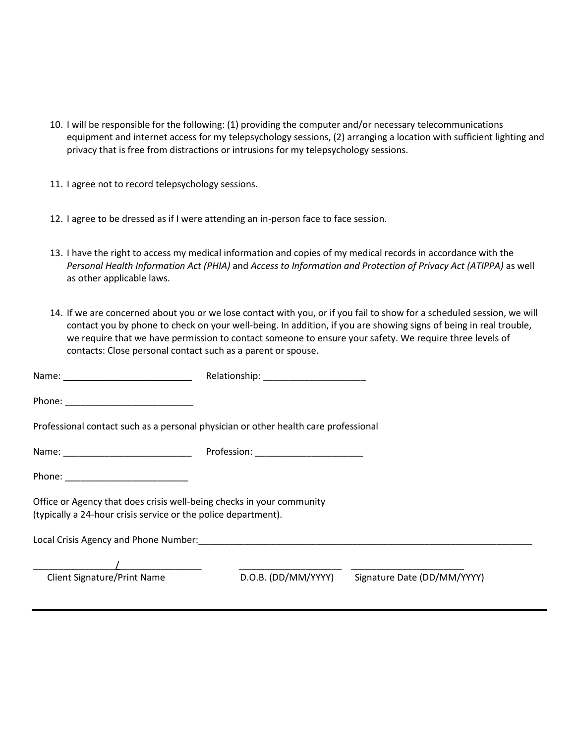10. I will be responsible for the following: (1) providing the computer and/or necessary telecommunications equipment and internet access for my telepsychology sessions, (2) arranging a location with sufficient lighting and privacy that is free from distractions or intrusions for my telepsychology sessions.

11. I agree not to record telepsychology sessions.

12. I agree to be dressed as if I were attending an in-person face to face session.

13. I have the right to access my medical information and copies of my medical records in accordance with the *Personal Health Information Act (PHIA)* and *Access to Information and Protection of Privacy Act (ATIPPA)* as well as other applicable laws.

14. If we are concerned about you or we lose contact with you, or if you fail to show for a scheduled session, we will contact you by phone to check on your well-being. In addition, if you are showing signs of being in real trouble, we require that we have permission to contact someone to ensure your safety. We require three levels of contacts: Close personal contact such as a parent or spouse.

Name: _________________________ Relationship: ____________________

Phone: _________________________

Professional contact such as a personal physician or other health care professional

Name: _________________________ Profession: _____________________

Phone: ________________________

Office or Agency that does crisis well-being checks in your community
(typically a 24-hour crisis service or the police department).

Local Crisis Agency and Phone Number:______________________________________________________________________

________________/________________ ____________________ ______________________

Client Signature/Print Name D.O.B. (DD/MM/YYYY) Signature Date (DD/MM/YYYY)